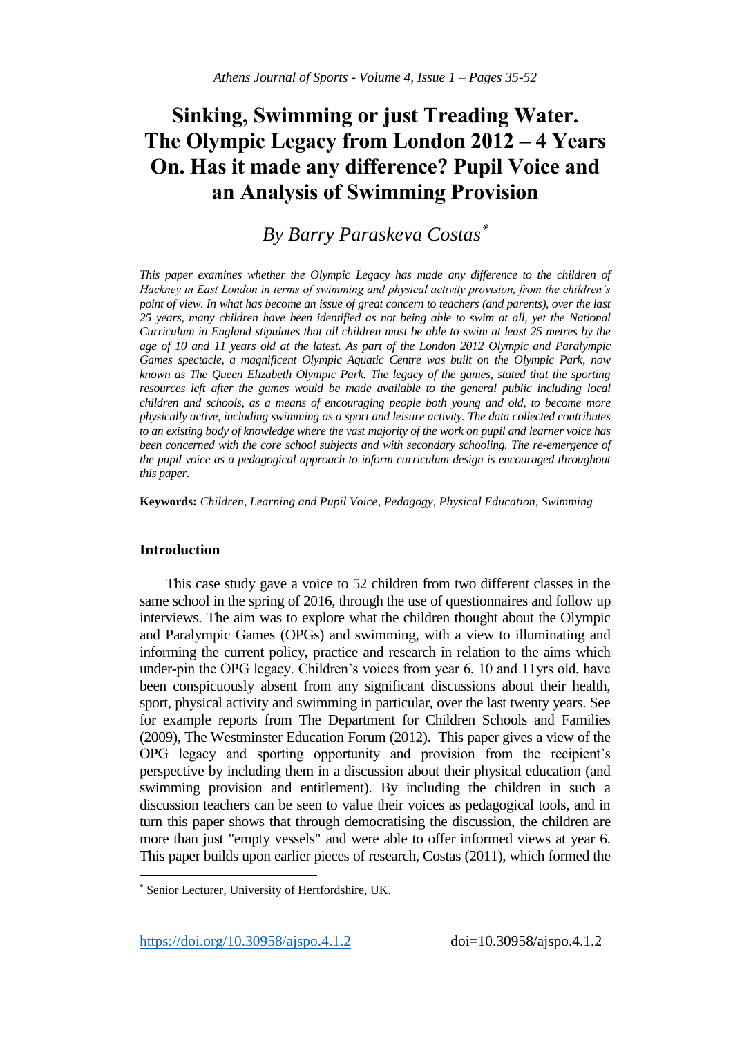# Sinking, Swimming or just Treading Water. The Olympic Legacy from London 2012 – 4 Years On. Has it made any difference? Pupil Voice and an Analysis of Swimming Provision

## *By Barry Paraskeva Costas*[*]

*This paper examines whether the Olympic Legacy has made any difference to the children of Hackney in East London in terms of swimming and physical activity provision, from the children's point of view. In what has become an issue of great concern to teachers (and parents), over the last 25 years, many children have been identified as not being able to swim at all, yet the National Curriculum in England stipulates that all children must be able to swim at least 25 metres by the age of 10 and 11 years old at the latest. As part of the London 2012 Olympic and Paralympic Games spectacle, a magnificent Olympic Aquatic Centre was built on the Olympic Park, now known as The Queen Elizabeth Olympic Park. The legacy of the games, stated that the sporting resources left after the games would be made available to the general public including local children and schools, as a means of encouraging people both young and old, to become more physically active, including swimming as a sport and leisure activity. The data collected contributes to an existing body of knowledge where the vast majority of the work on pupil and learner voice has been concerned with the core school subjects and with secondary schooling. The re-emergence of the pupil voice as a pedagogical approach to inform curriculum design is encouraged throughout this paper.*

**Keywords:** *Children, Learning and Pupil Voice, Pedagogy, Physical Education, Swimming*

### Introduction

This case study gave a voice to 52 children from two different classes in the same school in the spring of 2016, through the use of questionnaires and follow up interviews. The aim was to explore what the children thought about the Olympic and Paralympic Games (OPGs) and swimming, with a view to illuminating and informing the current policy, practice and research in relation to the aims which under-pin the OPG legacy. Children's voices from year 6, 10 and 11yrs old, have been conspicuously absent from any significant discussions about their health, sport, physical activity and swimming in particular, over the last twenty years. See for example reports from The Department for Children Schools and Families (2009), The Westminster Education Forum (2012). This paper gives a view of the OPG legacy and sporting opportunity and provision from the recipient's perspective by including them in a discussion about their physical education (and swimming provision and entitlement). By including the children in such a discussion teachers can be seen to value their voices as pedagogical tools, and in turn this paper shows that through democratising the discussion, the children are more than just "empty vessels" and were able to offer informed views at year 6. This paper builds upon earlier pieces of research, Costas (2011), which formed the

---

[*] Senior Lecturer, University of Hertfordshire, UK.

https://doi.org/10.30958/ajspo.4.1.2 doi=10.30958/ajspo.4.1.2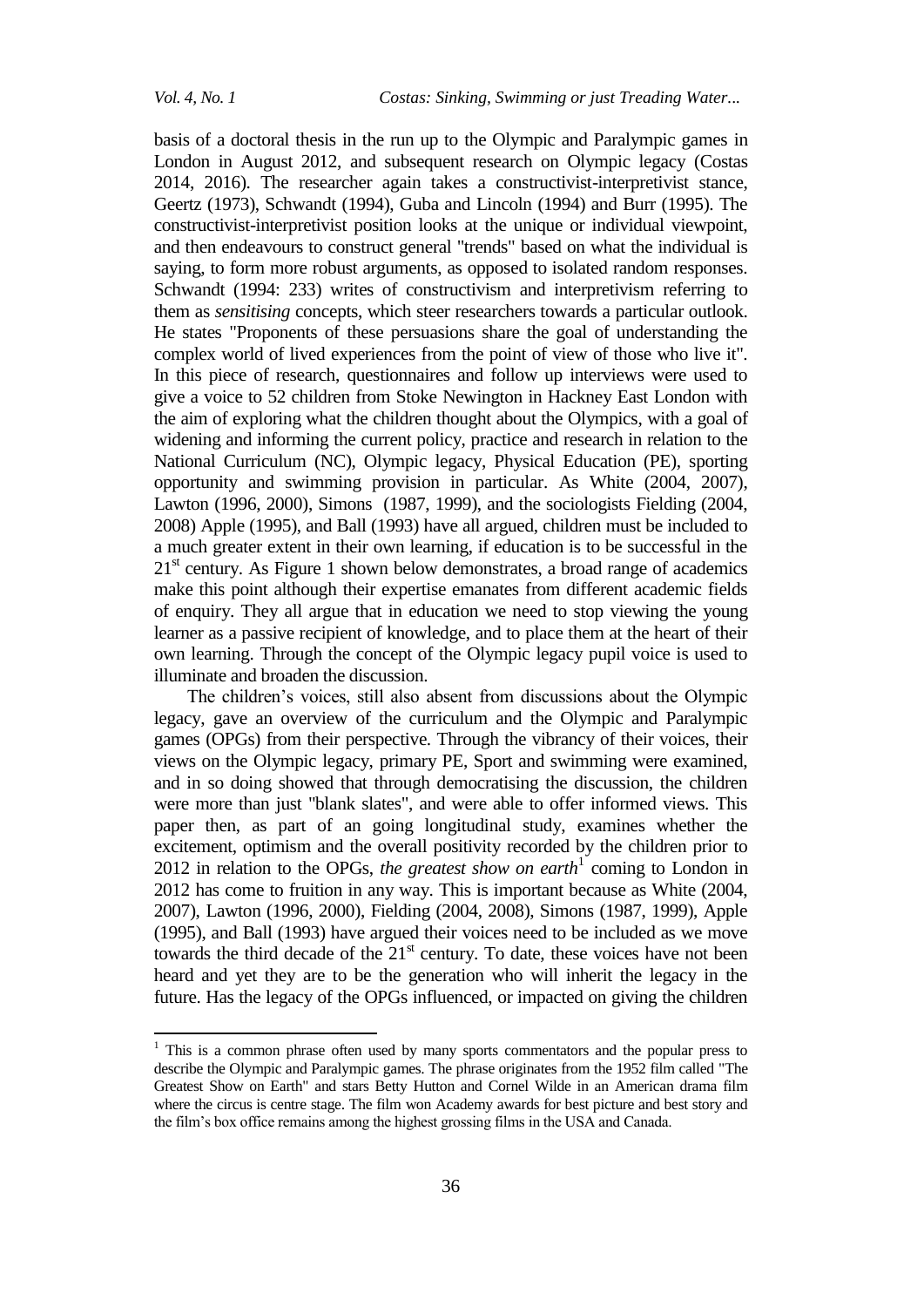basis of a doctoral thesis in the run up to the Olympic and Paralympic games in London in August 2012, and subsequent research on Olympic legacy (Costas 2014, 2016). The researcher again takes a constructivist-interpretivist stance, Geertz (1973), Schwandt (1994), Guba and Lincoln (1994) and Burr (1995). The constructivist-interpretivist position looks at the unique or individual viewpoint, and then endeavours to construct general "trends" based on what the individual is saying, to form more robust arguments, as opposed to isolated random responses. Schwandt (1994: 233) writes of constructivism and interpretivism referring to them as *sensitising* concepts, which steer researchers towards a particular outlook. He states "Proponents of these persuasions share the goal of understanding the complex world of lived experiences from the point of view of those who live it". In this piece of research, questionnaires and follow up interviews were used to give a voice to 52 children from Stoke Newington in Hackney East London with the aim of exploring what the children thought about the Olympics, with a goal of widening and informing the current policy, practice and research in relation to the National Curriculum (NC), Olympic legacy, Physical Education (PE), sporting opportunity and swimming provision in particular. As White (2004, 2007), Lawton (1996, 2000), Simons (1987, 1999), and the sociologists Fielding (2004, 2008) Apple (1995), and Ball (1993) have all argued, children must be included to a much greater extent in their own learning, if education is to be successful in the 21st century. As Figure 1 shown below demonstrates, a broad range of academics make this point although their expertise emanates from different academic fields of enquiry. They all argue that in education we need to stop viewing the young learner as a passive recipient of knowledge, and to place them at the heart of their own learning. Through the concept of the Olympic legacy pupil voice is used to illuminate and broaden the discussion.

The children's voices, still also absent from discussions about the Olympic legacy, gave an overview of the curriculum and the Olympic and Paralympic games (OPGs) from their perspective. Through the vibrancy of their voices, their views on the Olympic legacy, primary PE, Sport and swimming were examined, and in so doing showed that through democratising the discussion, the children were more than just "blank slates", and were able to offer informed views. This paper then, as part of an going longitudinal study, examines whether the excitement, optimism and the overall positivity recorded by the children prior to 2012 in relation to the OPGs, *the greatest show on earth*[1] coming to London in 2012 has come to fruition in any way. This is important because as White (2004, 2007), Lawton (1996, 2000), Fielding (2004, 2008), Simons (1987, 1999), Apple (1995), and Ball (1993) have argued their voices need to be included as we move towards the third decade of the 21st century. To date, these voices have not been heard and yet they are to be the generation who will inherit the legacy in the future. Has the legacy of the OPGs influenced, or impacted on giving the children

[1] This is a common phrase often used by many sports commentators and the popular press to describe the Olympic and Paralympic games. The phrase originates from the 1952 film called "The Greatest Show on Earth" and stars Betty Hutton and Cornel Wilde in an American drama film where the circus is centre stage. The film won Academy awards for best picture and best story and the film's box office remains among the highest grossing films in the USA and Canada.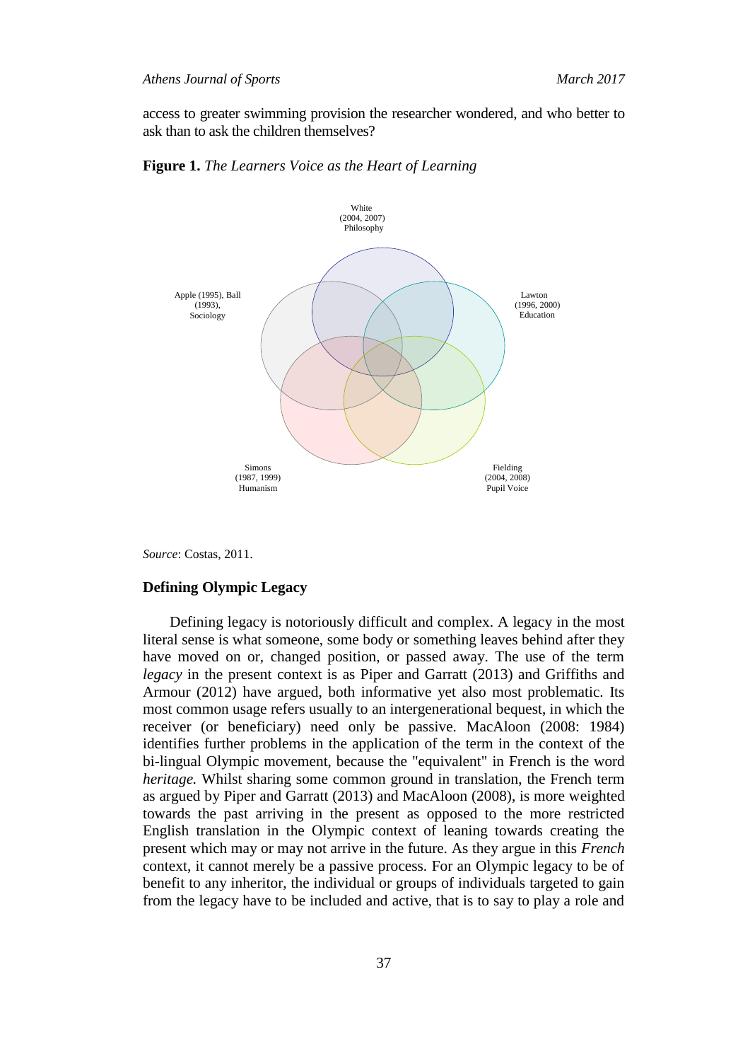access to greater swimming provision the researcher wondered, and who better to ask than to ask the children themselves?

**Figure 1.** *The Learners Voice as the Heart of Learning*

White (2004, 2007) Philosophy

Apple (1995), Ball (1993), Sociology

Lawton (1996, 2000) Education

Simons (1987, 1999) Humanism

Fielding (2004, 2008) Pupil Voice

*Source*: Costas, 2011.

## Defining Olympic Legacy

Defining legacy is notoriously difficult and complex. A legacy in the most literal sense is what someone, some body or something leaves behind after they have moved on or, changed position, or passed away. The use of the term *legacy* in the present context is as Piper and Garratt (2013) and Griffiths and Armour (2012) have argued, both informative yet also most problematic. Its most common usage refers usually to an intergenerational bequest, in which the receiver (or beneficiary) need only be passive. MacAloon (2008: 1984) identifies further problems in the application of the term in the context of the bi-lingual Olympic movement, because the "equivalent" in French is the word *heritage.* Whilst sharing some common ground in translation, the French term as argued by Piper and Garratt (2013) and MacAloon (2008), is more weighted towards the past arriving in the present as opposed to the more restricted English translation in the Olympic context of leaning towards creating the present which may or may not arrive in the future. As they argue in this *French* context, it cannot merely be a passive process. For an Olympic legacy to be of benefit to any inheritor, the individual or groups of individuals targeted to gain from the legacy have to be included and active, that is to say to play a role and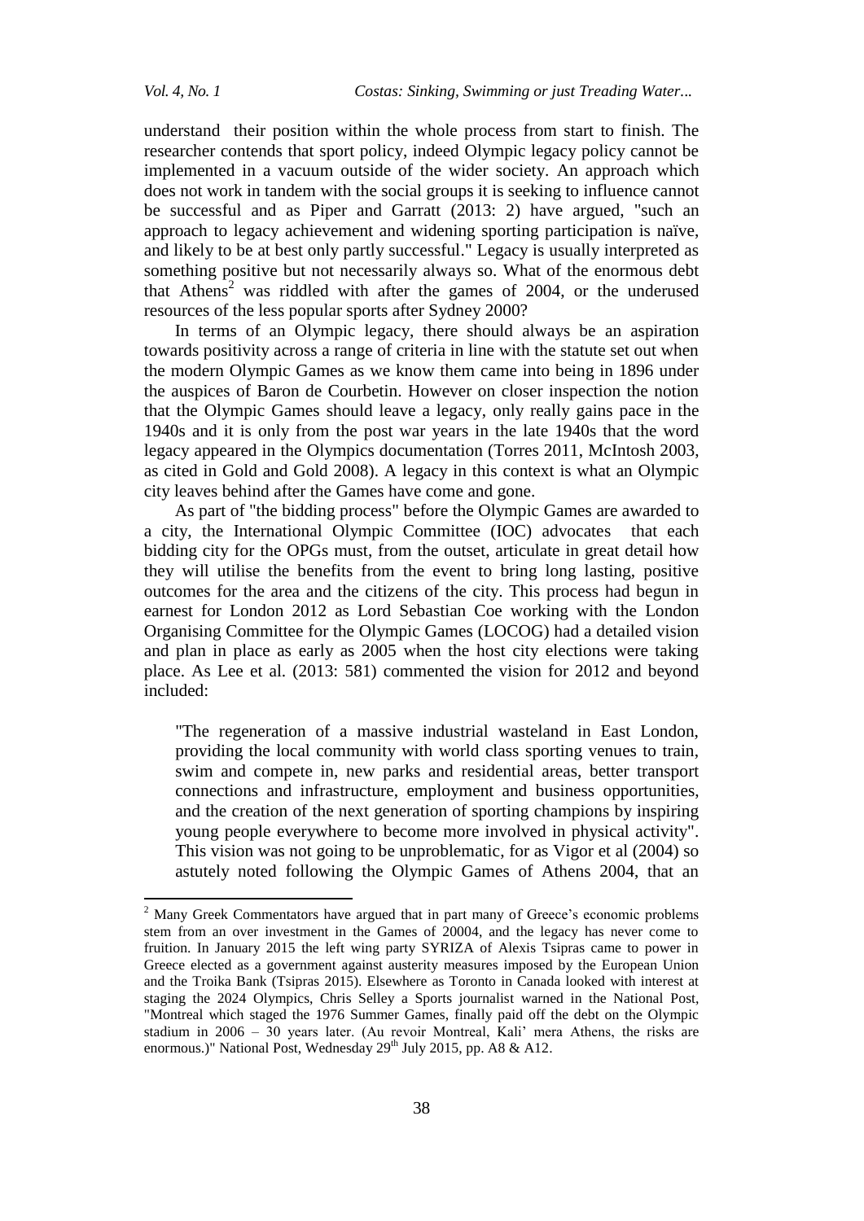understand their position within the whole process from start to finish. The researcher contends that sport policy, indeed Olympic legacy policy cannot be implemented in a vacuum outside of the wider society. An approach which does not work in tandem with the social groups it is seeking to influence cannot be successful and as Piper and Garratt (2013: 2) have argued, "such an approach to legacy achievement and widening sporting participation is naïve, and likely to be at best only partly successful." Legacy is usually interpreted as something positive but not necessarily always so. What of the enormous debt that Athens[2] was riddled with after the games of 2004, or the underused resources of the less popular sports after Sydney 2000?

In terms of an Olympic legacy, there should always be an aspiration towards positivity across a range of criteria in line with the statute set out when the modern Olympic Games as we know them came into being in 1896 under the auspices of Baron de Courbetin. However on closer inspection the notion that the Olympic Games should leave a legacy, only really gains pace in the 1940s and it is only from the post war years in the late 1940s that the word legacy appeared in the Olympics documentation (Torres 2011, McIntosh 2003, as cited in Gold and Gold 2008). A legacy in this context is what an Olympic city leaves behind after the Games have come and gone.

As part of "the bidding process" before the Olympic Games are awarded to a city, the International Olympic Committee (IOC) advocates that each bidding city for the OPGs must, from the outset, articulate in great detail how they will utilise the benefits from the event to bring long lasting, positive outcomes for the area and the citizens of the city. This process had begun in earnest for London 2012 as Lord Sebastian Coe working with the London Organising Committee for the Olympic Games (LOCOG) had a detailed vision and plan in place as early as 2005 when the host city elections were taking place. As Lee et al. (2013: 581) commented the vision for 2012 and beyond included:

> "The regeneration of a massive industrial wasteland in East London, providing the local community with world class sporting venues to train, swim and compete in, new parks and residential areas, better transport connections and infrastructure, employment and business opportunities, and the creation of the next generation of sporting champions by inspiring young people everywhere to become more involved in physical activity". This vision was not going to be unproblematic, for as Vigor et al (2004) so astutely noted following the Olympic Games of Athens 2004, that an

---

[2] Many Greek Commentators have argued that in part many of Greece's economic problems stem from an over investment in the Games of 20004, and the legacy has never come to fruition. In January 2015 the left wing party SYRIZA of Alexis Tsipras came to power in Greece elected as a government against austerity measures imposed by the European Union and the Troika Bank (Tsipras 2015). Elsewhere as Toronto in Canada looked with interest at staging the 2024 Olympics, Chris Selley a Sports journalist warned in the National Post, "Montreal which staged the 1976 Summer Games, finally paid off the debt on the Olympic stadium in 2006 – 30 years later. (Au revoir Montreal, Kali' mera Athens, the risks are enormous.)" National Post, Wednesday 29th July 2015, pp. A8 & A12.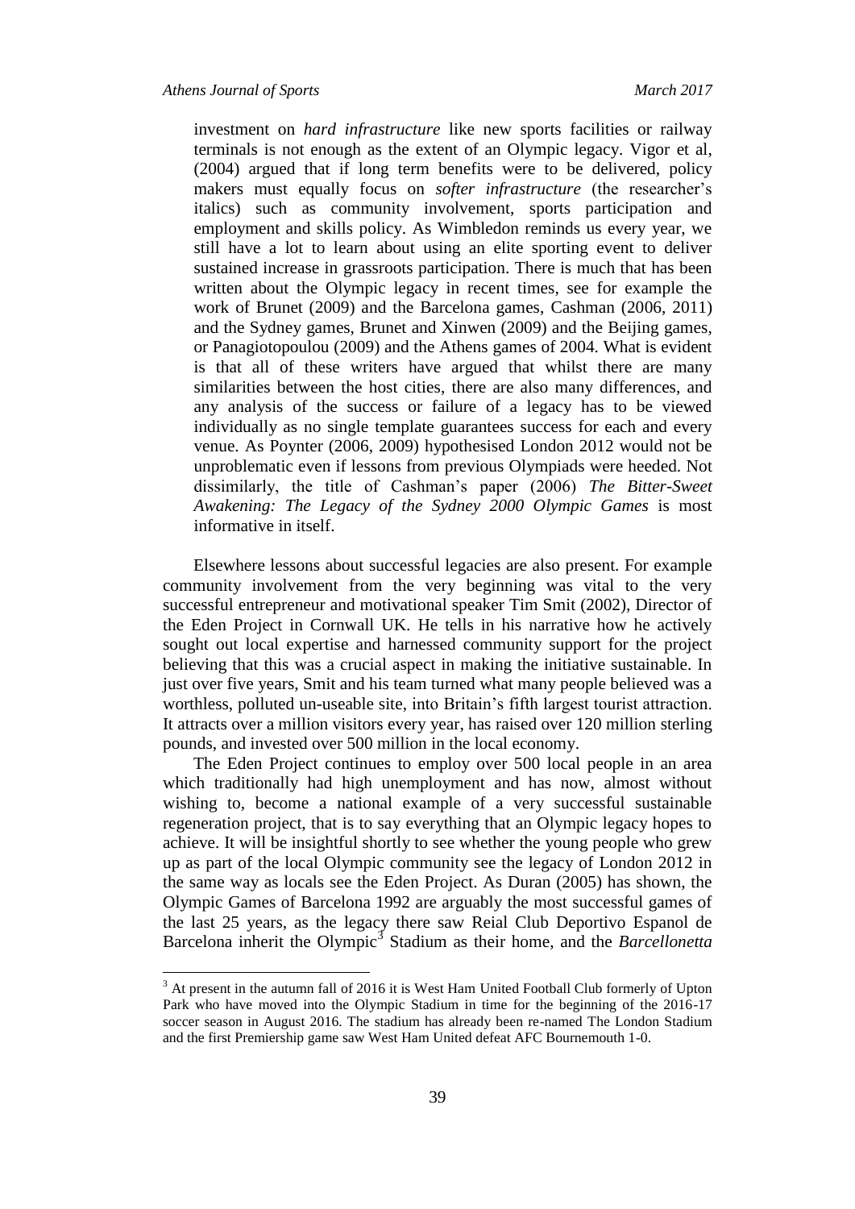investment on *hard infrastructure* like new sports facilities or railway terminals is not enough as the extent of an Olympic legacy. Vigor et al, (2004) argued that if long term benefits were to be delivered, policy makers must equally focus on *softer infrastructure* (the researcher's italics) such as community involvement, sports participation and employment and skills policy. As Wimbledon reminds us every year, we still have a lot to learn about using an elite sporting event to deliver sustained increase in grassroots participation. There is much that has been written about the Olympic legacy in recent times, see for example the work of Brunet (2009) and the Barcelona games, Cashman (2006, 2011) and the Sydney games, Brunet and Xinwen (2009) and the Beijing games, or Panagiotopoulou (2009) and the Athens games of 2004. What is evident is that all of these writers have argued that whilst there are many similarities between the host cities, there are also many differences, and any analysis of the success or failure of a legacy has to be viewed individually as no single template guarantees success for each and every venue. As Poynter (2006, 2009) hypothesised London 2012 would not be unproblematic even if lessons from previous Olympiads were heeded. Not dissimilarly, the title of Cashman's paper (2006) *The Bitter-Sweet Awakening: The Legacy of the Sydney 2000 Olympic Games* is most informative in itself.

Elsewhere lessons about successful legacies are also present. For example community involvement from the very beginning was vital to the very successful entrepreneur and motivational speaker Tim Smit (2002), Director of the Eden Project in Cornwall UK. He tells in his narrative how he actively sought out local expertise and harnessed community support for the project believing that this was a crucial aspect in making the initiative sustainable. In just over five years, Smit and his team turned what many people believed was a worthless, polluted un-useable site, into Britain's fifth largest tourist attraction. It attracts over a million visitors every year, has raised over 120 million sterling pounds, and invested over 500 million in the local economy.

The Eden Project continues to employ over 500 local people in an area which traditionally had high unemployment and has now, almost without wishing to, become a national example of a very successful sustainable regeneration project, that is to say everything that an Olympic legacy hopes to achieve. It will be insightful shortly to see whether the young people who grew up as part of the local Olympic community see the legacy of London 2012 in the same way as locals see the Eden Project. As Duran (2005) has shown, the Olympic Games of Barcelona 1992 are arguably the most successful games of the last 25 years, as the legacy there saw Reial Club Deportivo Espanol de Barcelona inherit the Olympic[3] Stadium as their home, and the *Barcellonetta*

[3] At present in the autumn fall of 2016 it is West Ham United Football Club formerly of Upton Park who have moved into the Olympic Stadium in time for the beginning of the 2016-17 soccer season in August 2016. The stadium has already been re-named The London Stadium and the first Premiership game saw West Ham United defeat AFC Bournemouth 1-0.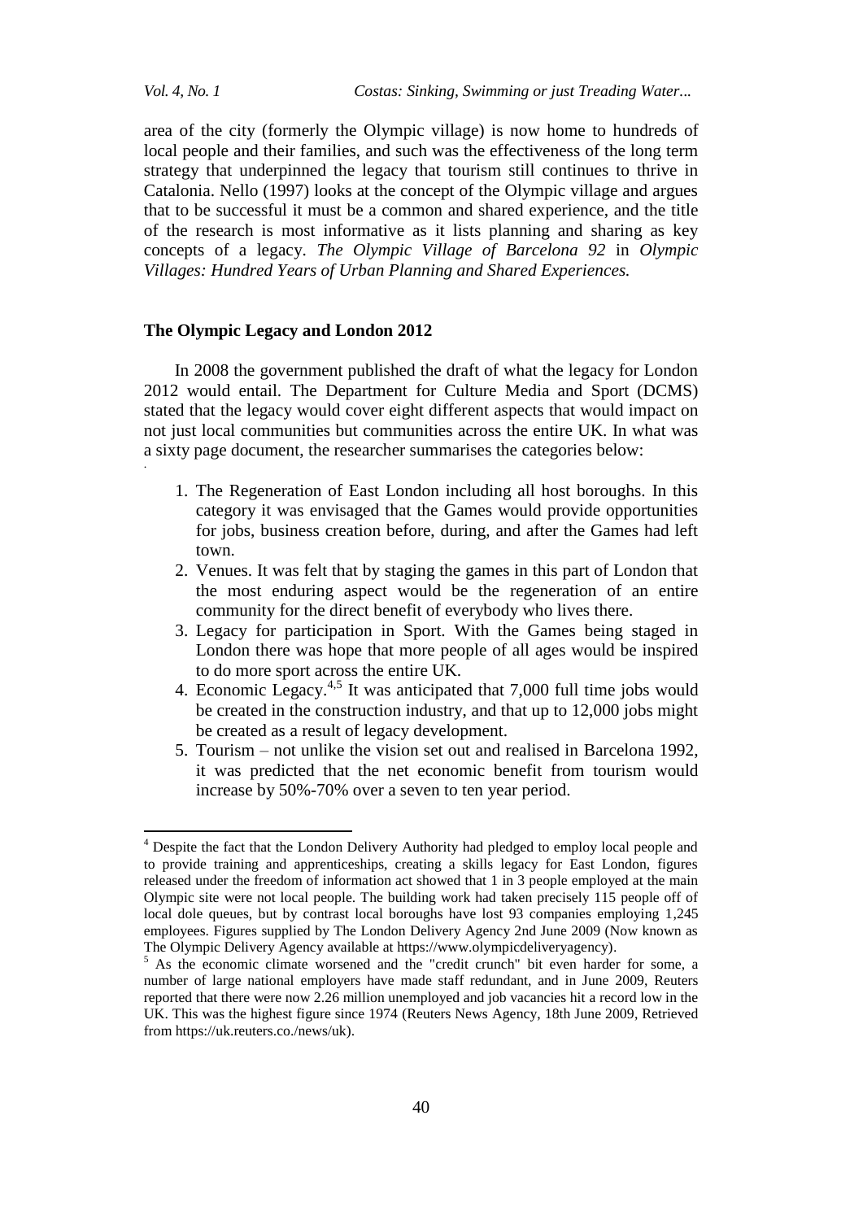area of the city (formerly the Olympic village) is now home to hundreds of local people and their families, and such was the effectiveness of the long term strategy that underpinned the legacy that tourism still continues to thrive in Catalonia. Nello (1997) looks at the concept of the Olympic village and argues that to be successful it must be a common and shared experience, and the title of the research is most informative as it lists planning and sharing as key concepts of a legacy. *The Olympic Village of Barcelona 92* in *Olympic Villages: Hundred Years of Urban Planning and Shared Experiences.*

## The Olympic Legacy and London 2012

In 2008 the government published the draft of what the legacy for London 2012 would entail. The Department for Culture Media and Sport (DCMS) stated that the legacy would cover eight different aspects that would impact on not just local communities but communities across the entire UK. In what was a sixty page document, the researcher summarises the categories below:

1. The Regeneration of East London including all host boroughs. In this category it was envisaged that the Games would provide opportunities for jobs, business creation before, during, and after the Games had left town.
2. Venues. It was felt that by staging the games in this part of London that the most enduring aspect would be the regeneration of an entire community for the direct benefit of everybody who lives there.
3. Legacy for participation in Sport. With the Games being staged in London there was hope that more people of all ages would be inspired to do more sport across the entire UK.
4. Economic Legacy.[4,5] It was anticipated that 7,000 full time jobs would be created in the construction industry, and that up to 12,000 jobs might be created as a result of legacy development.
5. Tourism – not unlike the vision set out and realised in Barcelona 1992, it was predicted that the net economic benefit from tourism would increase by 50%-70% over a seven to ten year period.

---

[4] Despite the fact that the London Delivery Authority had pledged to employ local people and to provide training and apprenticeships, creating a skills legacy for East London, figures released under the freedom of information act showed that 1 in 3 people employed at the main Olympic site were not local people. The building work had taken precisely 115 people off of local dole queues, but by contrast local boroughs have lost 93 companies employing 1,245 employees. Figures supplied by The London Delivery Agency 2nd June 2009 (Now known as The Olympic Delivery Agency available at https://www.olympicdeliveryagency).

[5] As the economic climate worsened and the "credit crunch" bit even harder for some, a number of large national employers have made staff redundant, and in June 2009, Reuters reported that there were now 2.26 million unemployed and job vacancies hit a record low in the UK. This was the highest figure since 1974 (Reuters News Agency, 18th June 2009, Retrieved from https://uk.reuters.co./news/uk).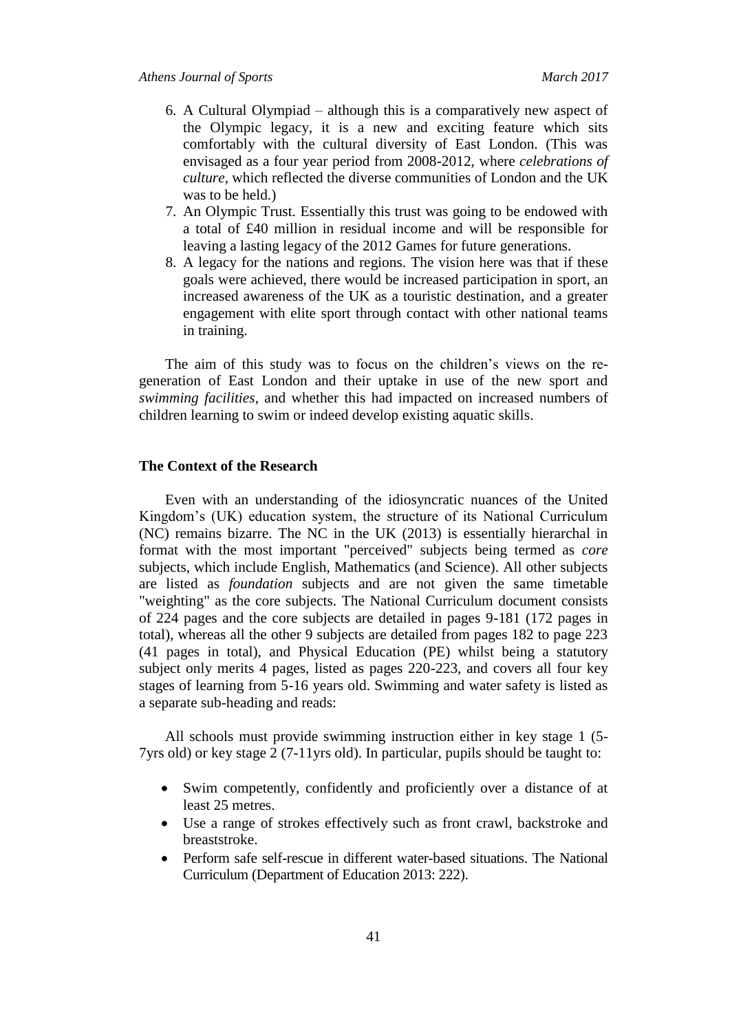6. A Cultural Olympiad – although this is a comparatively new aspect of the Olympic legacy, it is a new and exciting feature which sits comfortably with the cultural diversity of East London. (This was envisaged as a four year period from 2008-2012, where *celebrations of culture*, which reflected the diverse communities of London and the UK was to be held.)
7. An Olympic Trust. Essentially this trust was going to be endowed with a total of £40 million in residual income and will be responsible for leaving a lasting legacy of the 2012 Games for future generations.
8. A legacy for the nations and regions. The vision here was that if these goals were achieved, there would be increased participation in sport, an increased awareness of the UK as a touristic destination, and a greater engagement with elite sport through contact with other national teams in training.

The aim of this study was to focus on the children's views on the re-generation of East London and their uptake in use of the new sport and *swimming facilities*, and whether this had impacted on increased numbers of children learning to swim or indeed develop existing aquatic skills.

## The Context of the Research

Even with an understanding of the idiosyncratic nuances of the United Kingdom's (UK) education system, the structure of its National Curriculum (NC) remains bizarre. The NC in the UK (2013) is essentially hierarchal in format with the most important "perceived" subjects being termed as *core* subjects, which include English, Mathematics (and Science). All other subjects are listed as *foundation* subjects and are not given the same timetable "weighting" as the core subjects. The National Curriculum document consists of 224 pages and the core subjects are detailed in pages 9-181 (172 pages in total), whereas all the other 9 subjects are detailed from pages 182 to page 223 (41 pages in total), and Physical Education (PE) whilst being a statutory subject only merits 4 pages, listed as pages 220-223, and covers all four key stages of learning from 5-16 years old. Swimming and water safety is listed as a separate sub-heading and reads:

All schools must provide swimming instruction either in key stage 1 (5-7yrs old) or key stage 2 (7-11yrs old). In particular, pupils should be taught to:

- Swim competently, confidently and proficiently over a distance of at least 25 metres.
- Use a range of strokes effectively such as front crawl, backstroke and breaststroke.
- Perform safe self-rescue in different water-based situations. The National Curriculum (Department of Education 2013: 222).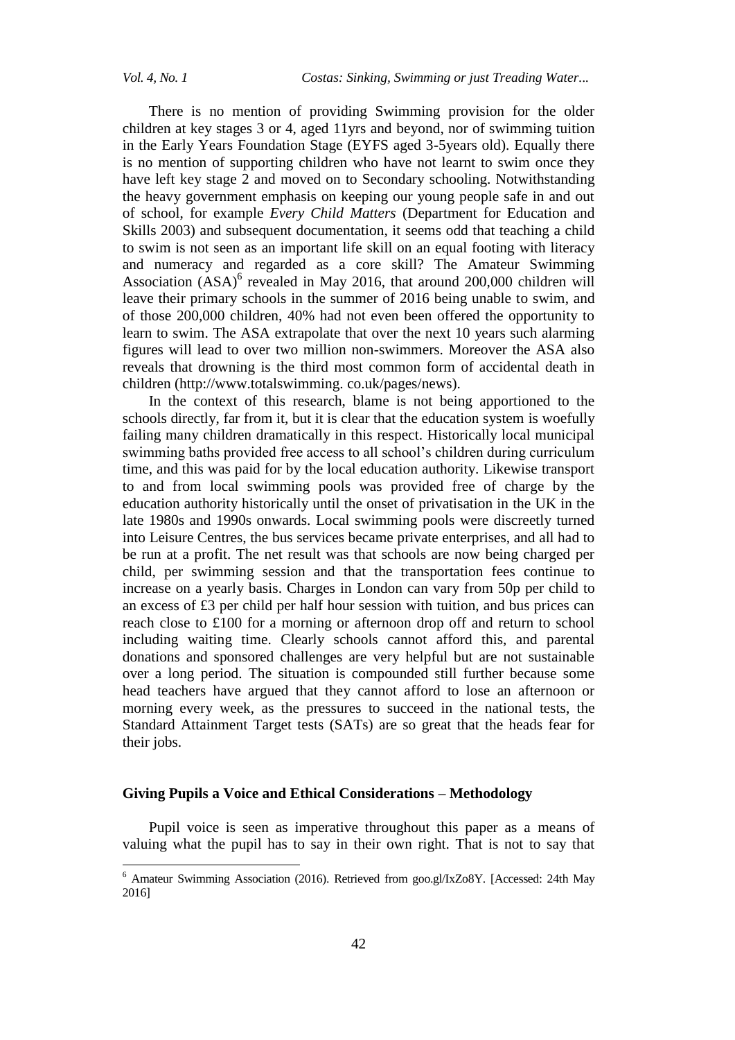There is no mention of providing Swimming provision for the older children at key stages 3 or 4, aged 11yrs and beyond, nor of swimming tuition in the Early Years Foundation Stage (EYFS aged 3-5years old). Equally there is no mention of supporting children who have not learnt to swim once they have left key stage 2 and moved on to Secondary schooling. Notwithstanding the heavy government emphasis on keeping our young people safe in and out of school, for example *Every Child Matters* (Department for Education and Skills 2003) and subsequent documentation, it seems odd that teaching a child to swim is not seen as an important life skill on an equal footing with literacy and numeracy and regarded as a core skill? The Amateur Swimming Association (ASA)[6] revealed in May 2016, that around 200,000 children will leave their primary schools in the summer of 2016 being unable to swim, and of those 200,000 children, 40% had not even been offered the opportunity to learn to swim. The ASA extrapolate that over the next 10 years such alarming figures will lead to over two million non-swimmers. Moreover the ASA also reveals that drowning is the third most common form of accidental death in children (http://www.totalswimming. co.uk/pages/news).

In the context of this research, blame is not being apportioned to the schools directly, far from it, but it is clear that the education system is woefully failing many children dramatically in this respect. Historically local municipal swimming baths provided free access to all school's children during curriculum time, and this was paid for by the local education authority. Likewise transport to and from local swimming pools was provided free of charge by the education authority historically until the onset of privatisation in the UK in the late 1980s and 1990s onwards. Local swimming pools were discreetly turned into Leisure Centres, the bus services became private enterprises, and all had to be run at a profit. The net result was that schools are now being charged per child, per swimming session and that the transportation fees continue to increase on a yearly basis. Charges in London can vary from 50p per child to an excess of £3 per child per half hour session with tuition, and bus prices can reach close to £100 for a morning or afternoon drop off and return to school including waiting time. Clearly schools cannot afford this, and parental donations and sponsored challenges are very helpful but are not sustainable over a long period. The situation is compounded still further because some head teachers have argued that they cannot afford to lose an afternoon or morning every week, as the pressures to succeed in the national tests, the Standard Attainment Target tests (SATs) are so great that the heads fear for their jobs.

## Giving Pupils a Voice and Ethical Considerations – Methodology

Pupil voice is seen as imperative throughout this paper as a means of valuing what the pupil has to say in their own right. That is not to say that

---

[6] Amateur Swimming Association (2016). Retrieved from goo.gl/IxZo8Y. [Accessed: 24th May 2016]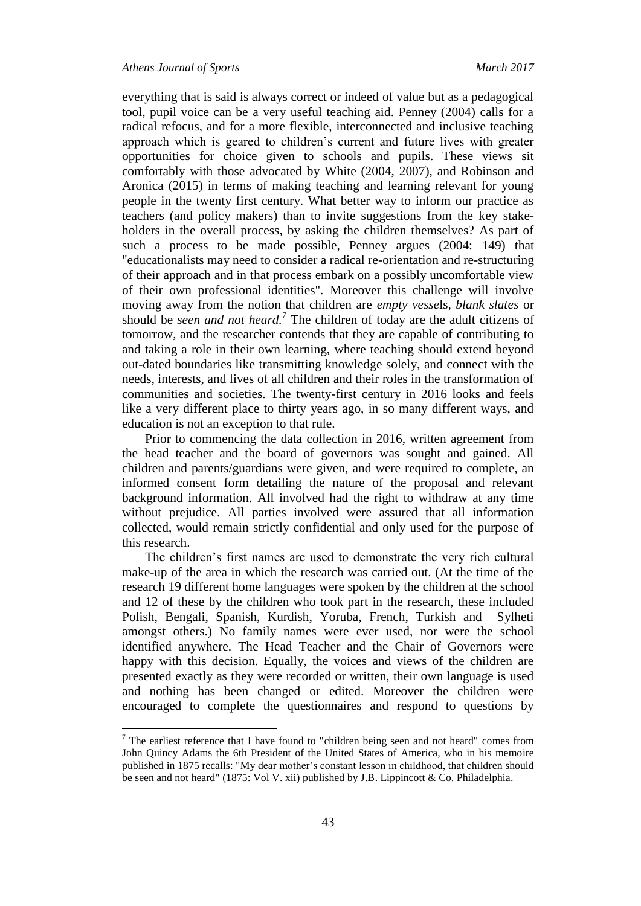everything that is said is always correct or indeed of value but as a pedagogical tool, pupil voice can be a very useful teaching aid. Penney (2004) calls for a radical refocus, and for a more flexible, interconnected and inclusive teaching approach which is geared to children's current and future lives with greater opportunities for choice given to schools and pupils. These views sit comfortably with those advocated by White (2004, 2007), and Robinson and Aronica (2015) in terms of making teaching and learning relevant for young people in the twenty first century. What better way to inform our practice as teachers (and policy makers) than to invite suggestions from the key stake-holders in the overall process, by asking the children themselves? As part of such a process to be made possible, Penney argues (2004: 149) that "educationalists may need to consider a radical re-orientation and re-structuring of their approach and in that process embark on a possibly uncomfortable view of their own professional identities". Moreover this challenge will involve moving away from the notion that children are *empty vessel*s, *blank slates* or should be *seen and not heard.*[7] The children of today are the adult citizens of tomorrow, and the researcher contends that they are capable of contributing to and taking a role in their own learning, where teaching should extend beyond out-dated boundaries like transmitting knowledge solely, and connect with the needs, interests, and lives of all children and their roles in the transformation of communities and societies. The twenty-first century in 2016 looks and feels like a very different place to thirty years ago, in so many different ways, and education is not an exception to that rule.

Prior to commencing the data collection in 2016, written agreement from the head teacher and the board of governors was sought and gained. All children and parents/guardians were given, and were required to complete, an informed consent form detailing the nature of the proposal and relevant background information. All involved had the right to withdraw at any time without prejudice. All parties involved were assured that all information collected, would remain strictly confidential and only used for the purpose of this research.

The children's first names are used to demonstrate the very rich cultural make-up of the area in which the research was carried out. (At the time of the research 19 different home languages were spoken by the children at the school and 12 of these by the children who took part in the research, these included Polish, Bengali, Spanish, Kurdish, Yoruba, French, Turkish and Sylheti amongst others.) No family names were ever used, nor were the school identified anywhere. The Head Teacher and the Chair of Governors were happy with this decision. Equally, the voices and views of the children are presented exactly as they were recorded or written, their own language is used and nothing has been changed or edited. Moreover the children were encouraged to complete the questionnaires and respond to questions by

---

[7] The earliest reference that I have found to "children being seen and not heard" comes from John Quincy Adams the 6th President of the United States of America, who in his memoire published in 1875 recalls: "My dear mother's constant lesson in childhood, that children should be seen and not heard" (1875: Vol V. xii) published by J.B. Lippincott & Co. Philadelphia.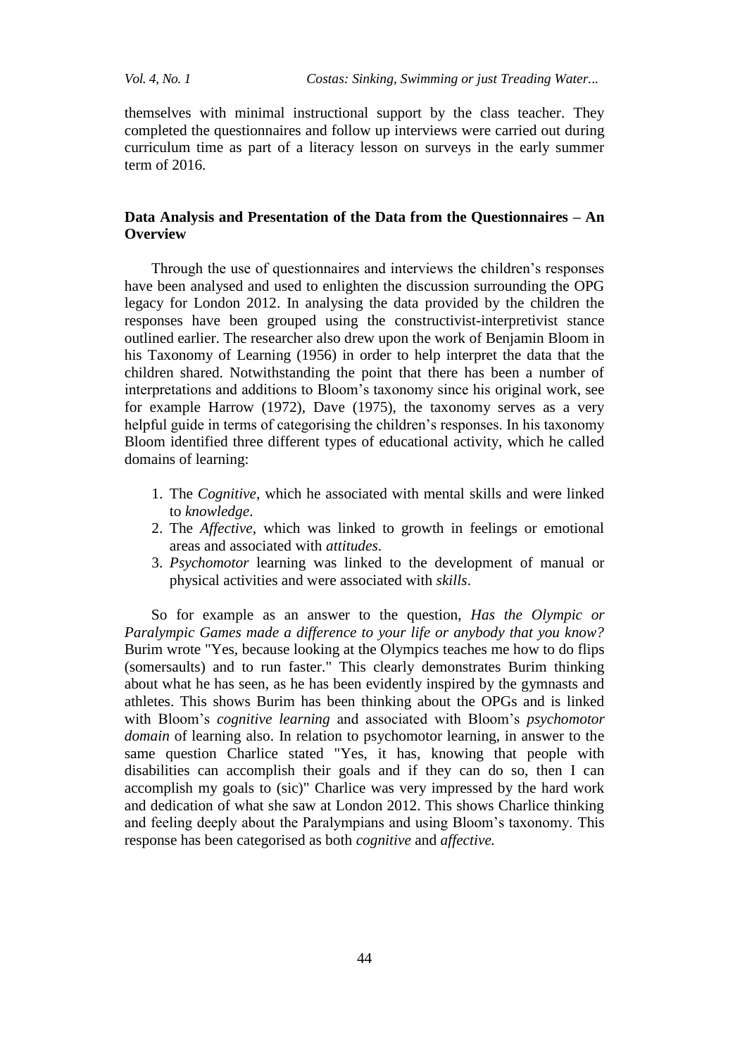themselves with minimal instructional support by the class teacher. They completed the questionnaires and follow up interviews were carried out during curriculum time as part of a literacy lesson on surveys in the early summer term of 2016.

## Data Analysis and Presentation of the Data from the Questionnaires – An Overview

Through the use of questionnaires and interviews the children's responses have been analysed and used to enlighten the discussion surrounding the OPG legacy for London 2012. In analysing the data provided by the children the responses have been grouped using the constructivist-interpretivist stance outlined earlier. The researcher also drew upon the work of Benjamin Bloom in his Taxonomy of Learning (1956) in order to help interpret the data that the children shared. Notwithstanding the point that there has been a number of interpretations and additions to Bloom's taxonomy since his original work, see for example Harrow (1972), Dave (1975), the taxonomy serves as a very helpful guide in terms of categorising the children's responses. In his taxonomy Bloom identified three different types of educational activity, which he called domains of learning:

1. The *Cognitive,* which he associated with mental skills and were linked to *knowledge*.
2. The *Affective*, which was linked to growth in feelings or emotional areas and associated with *attitudes*.
3. *Psychomotor* learning was linked to the development of manual or physical activities and were associated with *skills*.

So for example as an answer to the question, *Has the Olympic or Paralympic Games made a difference to your life or anybody that you know?* Burim wrote "Yes, because looking at the Olympics teaches me how to do flips (somersaults) and to run faster." This clearly demonstrates Burim thinking about what he has seen, as he has been evidently inspired by the gymnasts and athletes. This shows Burim has been thinking about the OPGs and is linked with Bloom's *cognitive learning* and associated with Bloom's *psychomotor domain* of learning also. In relation to psychomotor learning, in answer to the same question Charlice stated "Yes, it has, knowing that people with disabilities can accomplish their goals and if they can do so, then I can accomplish my goals to (sic)" Charlice was very impressed by the hard work and dedication of what she saw at London 2012. This shows Charlice thinking and feeling deeply about the Paralympians and using Bloom's taxonomy. This response has been categorised as both *cognitive* and *affective.*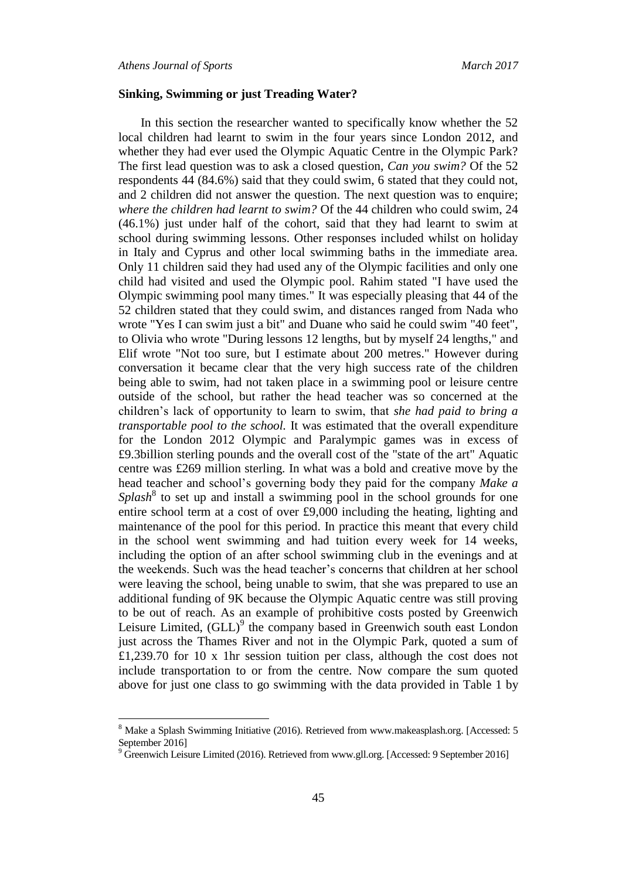### Sinking, Swimming or just Treading Water?

In this section the researcher wanted to specifically know whether the 52 local children had learnt to swim in the four years since London 2012, and whether they had ever used the Olympic Aquatic Centre in the Olympic Park? The first lead question was to ask a closed question, *Can you swim?* Of the 52 respondents 44 (84.6%) said that they could swim, 6 stated that they could not, and 2 children did not answer the question. The next question was to enquire; *where the children had learnt to swim?* Of the 44 children who could swim, 24 (46.1%) just under half of the cohort, said that they had learnt to swim at school during swimming lessons. Other responses included whilst on holiday in Italy and Cyprus and other local swimming baths in the immediate area. Only 11 children said they had used any of the Olympic facilities and only one child had visited and used the Olympic pool. Rahim stated "I have used the Olympic swimming pool many times." It was especially pleasing that 44 of the 52 children stated that they could swim, and distances ranged from Nada who wrote "Yes I can swim just a bit" and Duane who said he could swim "40 feet", to Olivia who wrote "During lessons 12 lengths, but by myself 24 lengths," and Elif wrote "Not too sure, but I estimate about 200 metres." However during conversation it became clear that the very high success rate of the children being able to swim, had not taken place in a swimming pool or leisure centre outside of the school, but rather the head teacher was so concerned at the children's lack of opportunity to learn to swim, that *she had paid to bring a transportable pool to the school.* It was estimated that the overall expenditure for the London 2012 Olympic and Paralympic games was in excess of £9.3billion sterling pounds and the overall cost of the "state of the art" Aquatic centre was £269 million sterling. In what was a bold and creative move by the head teacher and school's governing body they paid for the company *Make a Splash*[8] to set up and install a swimming pool in the school grounds for one entire school term at a cost of over £9,000 including the heating, lighting and maintenance of the pool for this period. In practice this meant that every child in the school went swimming and had tuition every week for 14 weeks, including the option of an after school swimming club in the evenings and at the weekends. Such was the head teacher's concerns that children at her school were leaving the school, being unable to swim, that she was prepared to use an additional funding of 9K because the Olympic Aquatic centre was still proving to be out of reach. As an example of prohibitive costs posted by Greenwich Leisure Limited, (GLL)[9] the company based in Greenwich south east London just across the Thames River and not in the Olympic Park, quoted a sum of £1,239.70 for 10 x 1hr session tuition per class, although the cost does not include transportation to or from the centre. Now compare the sum quoted above for just one class to go swimming with the data provided in Table 1 by

---

[8] Make a Splash Swimming Initiative (2016). Retrieved from www.makeasplash.org. [Accessed: 5 September 2016]

[9] Greenwich Leisure Limited (2016). Retrieved from www.gll.org. [Accessed: 9 September 2016]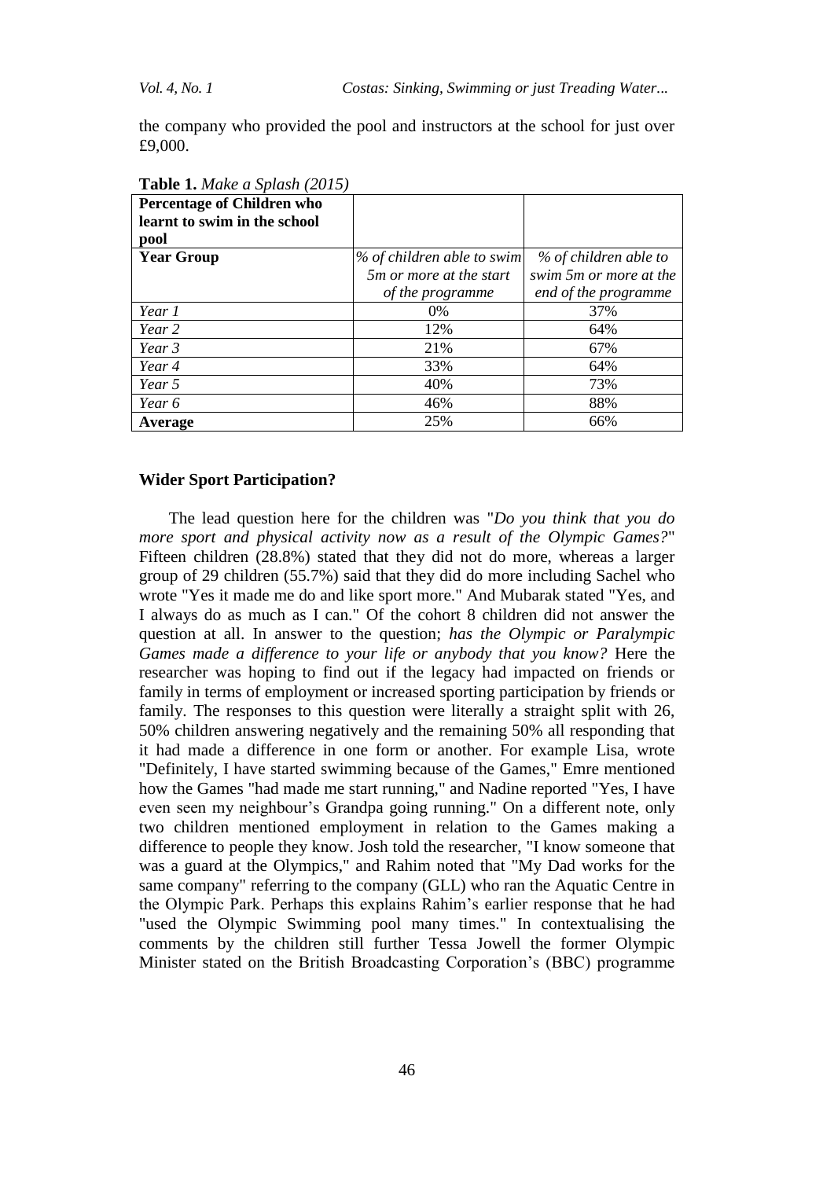the company who provided the pool and instructors at the school for just over £9,000.

**Table 1.** *Make a Splash (2015)*

| **Percentage of Children who learnt to swim in the school pool** | | |
|---|---|---|
| **Year Group** | *% of children able to swim 5m or more at the start of the programme* | *% of children able to swim 5m or more at the end of the programme* |
| *Year 1* | 0% | 37% |
| *Year 2* | 12% | 64% |
| *Year 3* | 21% | 67% |
| *Year 4* | 33% | 64% |
| *Year 5* | 40% | 73% |
| *Year 6* | 46% | 88% |
| **Average** | 25% | 66% |

### Wider Sport Participation?

The lead question here for the children was "*Do you think that you do more sport and physical activity now as a result of the Olympic Games?*" Fifteen children (28.8%) stated that they did not do more, whereas a larger group of 29 children (55.7%) said that they did do more including Sachel who wrote "Yes it made me do and like sport more." And Mubarak stated "Yes, and I always do as much as I can." Of the cohort 8 children did not answer the question at all. In answer to the question; *has the Olympic or Paralympic Games made a difference to your life or anybody that you know?* Here the researcher was hoping to find out if the legacy had impacted on friends or family in terms of employment or increased sporting participation by friends or family. The responses to this question were literally a straight split with 26, 50% children answering negatively and the remaining 50% all responding that it had made a difference in one form or another. For example Lisa, wrote "Definitely, I have started swimming because of the Games," Emre mentioned how the Games "had made me start running," and Nadine reported "Yes, I have even seen my neighbour's Grandpa going running." On a different note, only two children mentioned employment in relation to the Games making a difference to people they know. Josh told the researcher, "I know someone that was a guard at the Olympics," and Rahim noted that "My Dad works for the same company" referring to the company (GLL) who ran the Aquatic Centre in the Olympic Park. Perhaps this explains Rahim's earlier response that he had "used the Olympic Swimming pool many times." In contextualising the comments by the children still further Tessa Jowell the former Olympic Minister stated on the British Broadcasting Corporation's (BBC) programme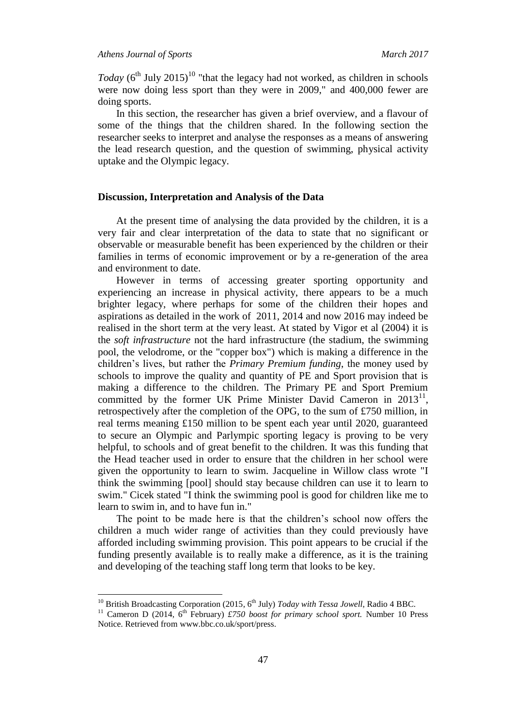*Today* (6th July 2015)[10] "that the legacy had not worked, as children in schools were now doing less sport than they were in 2009," and 400,000 fewer are doing sports.

In this section, the researcher has given a brief overview, and a flavour of some of the things that the children shared. In the following section the researcher seeks to interpret and analyse the responses as a means of answering the lead research question, and the question of swimming, physical activity uptake and the Olympic legacy.

### Discussion, Interpretation and Analysis of the Data

At the present time of analysing the data provided by the children, it is a very fair and clear interpretation of the data to state that no significant or observable or measurable benefit has been experienced by the children or their families in terms of economic improvement or by a re-generation of the area and environment to date.

However in terms of accessing greater sporting opportunity and experiencing an increase in physical activity, there appears to be a much brighter legacy, where perhaps for some of the children their hopes and aspirations as detailed in the work of 2011, 2014 and now 2016 may indeed be realised in the short term at the very least. At stated by Vigor et al (2004) it is the *soft infrastructure* not the hard infrastructure (the stadium, the swimming pool, the velodrome, or the "copper box") which is making a difference in the children's lives, but rather the *Primary Premium funding*, the money used by schools to improve the quality and quantity of PE and Sport provision that is making a difference to the children. The Primary PE and Sport Premium committed by the former UK Prime Minister David Cameron in 2013[11], retrospectively after the completion of the OPG, to the sum of £750 million, in real terms meaning £150 million to be spent each year until 2020, guaranteed to secure an Olympic and Parlympic sporting legacy is proving to be very helpful, to schools and of great benefit to the children. It was this funding that the Head teacher used in order to ensure that the children in her school were given the opportunity to learn to swim. Jacqueline in Willow class wrote "I think the swimming [pool] should stay because children can use it to learn to swim." Cicek stated "I think the swimming pool is good for children like me to learn to swim in, and to have fun in."

The point to be made here is that the children's school now offers the children a much wider range of activities than they could previously have afforded including swimming provision. This point appears to be crucial if the funding presently available is to really make a difference, as it is the training and developing of the teaching staff long term that looks to be key.

---

[10] British Broadcasting Corporation (2015, 6th July) *Today with Tessa Jowell*, Radio 4 BBC.

[11] Cameron D (2014, 6th February) *£750 boost for primary school sport.* Number 10 Press Notice. Retrieved from www.bbc.co.uk/sport/press.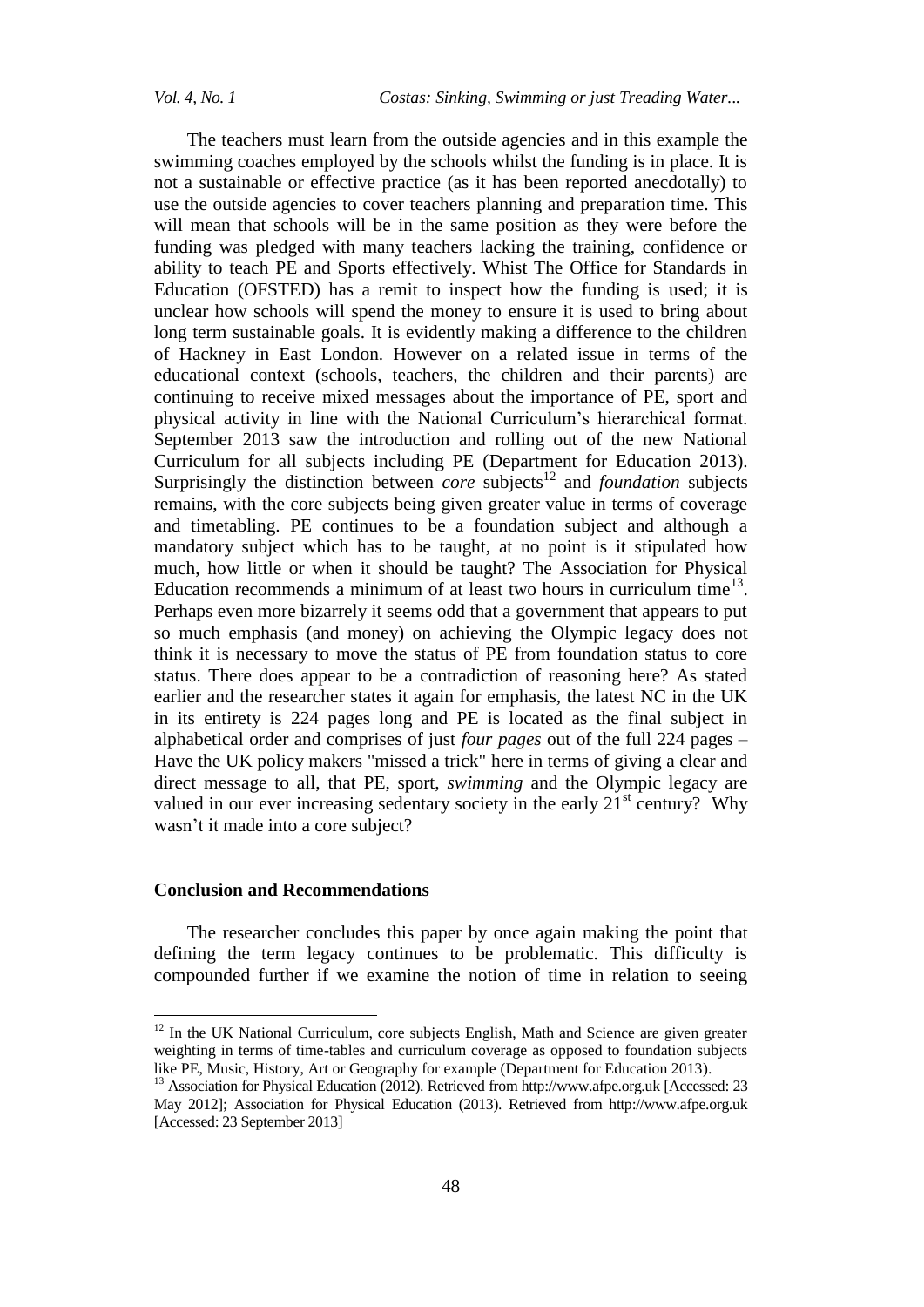The teachers must learn from the outside agencies and in this example the swimming coaches employed by the schools whilst the funding is in place. It is not a sustainable or effective practice (as it has been reported anecdotally) to use the outside agencies to cover teachers planning and preparation time. This will mean that schools will be in the same position as they were before the funding was pledged with many teachers lacking the training, confidence or ability to teach PE and Sports effectively. Whist The Office for Standards in Education (OFSTED) has a remit to inspect how the funding is used; it is unclear how schools will spend the money to ensure it is used to bring about long term sustainable goals. It is evidently making a difference to the children of Hackney in East London. However on a related issue in terms of the educational context (schools, teachers, the children and their parents) are continuing to receive mixed messages about the importance of PE, sport and physical activity in line with the National Curriculum's hierarchical format. September 2013 saw the introduction and rolling out of the new National Curriculum for all subjects including PE (Department for Education 2013). Surprisingly the distinction between *core* subjects[12] and *foundation* subjects remains, with the core subjects being given greater value in terms of coverage and timetabling. PE continues to be a foundation subject and although a mandatory subject which has to be taught, at no point is it stipulated how much, how little or when it should be taught? The Association for Physical Education recommends a minimum of at least two hours in curriculum time[13]. Perhaps even more bizarrely it seems odd that a government that appears to put so much emphasis (and money) on achieving the Olympic legacy does not think it is necessary to move the status of PE from foundation status to core status. There does appear to be a contradiction of reasoning here? As stated earlier and the researcher states it again for emphasis, the latest NC in the UK in its entirety is 224 pages long and PE is located as the final subject in alphabetical order and comprises of just *four pages* out of the full 224 pages – Have the UK policy makers "missed a trick" here in terms of giving a clear and direct message to all, that PE, sport, *swimming* and the Olympic legacy are valued in our ever increasing sedentary society in the early 21st century? Why wasn't it made into a core subject?

## Conclusion and Recommendations

The researcher concludes this paper by once again making the point that defining the term legacy continues to be problematic. This difficulty is compounded further if we examine the notion of time in relation to seeing

---

[12] In the UK National Curriculum, core subjects English, Math and Science are given greater weighting in terms of time-tables and curriculum coverage as opposed to foundation subjects like PE, Music, History, Art or Geography for example (Department for Education 2013).

[13] Association for Physical Education (2012). Retrieved from http://www.afpe.org.uk [Accessed: 23 May 2012]; Association for Physical Education (2013). Retrieved from http://www.afpe.org.uk [Accessed: 23 September 2013]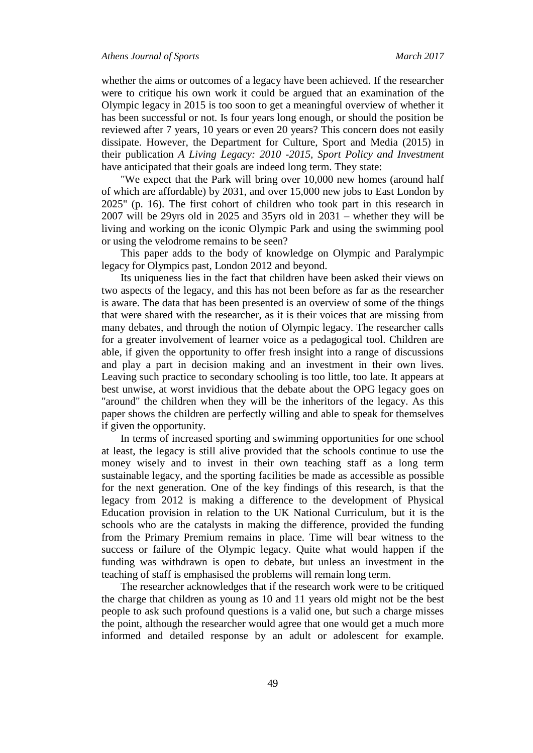whether the aims or outcomes of a legacy have been achieved. If the researcher were to critique his own work it could be argued that an examination of the Olympic legacy in 2015 is too soon to get a meaningful overview of whether it has been successful or not. Is four years long enough, or should the position be reviewed after 7 years, 10 years or even 20 years? This concern does not easily dissipate. However, the Department for Culture, Sport and Media (2015) in their publication *A Living Legacy: 2010 -2015, Sport Policy and Investment* have anticipated that their goals are indeed long term. They state:

"We expect that the Park will bring over 10,000 new homes (around half of which are affordable) by 2031, and over 15,000 new jobs to East London by 2025" (p. 16). The first cohort of children who took part in this research in 2007 will be 29yrs old in 2025 and 35yrs old in 2031 – whether they will be living and working on the iconic Olympic Park and using the swimming pool or using the velodrome remains to be seen?

This paper adds to the body of knowledge on Olympic and Paralympic legacy for Olympics past, London 2012 and beyond.

Its uniqueness lies in the fact that children have been asked their views on two aspects of the legacy, and this has not been before as far as the researcher is aware. The data that has been presented is an overview of some of the things that were shared with the researcher, as it is their voices that are missing from many debates, and through the notion of Olympic legacy. The researcher calls for a greater involvement of learner voice as a pedagogical tool. Children are able, if given the opportunity to offer fresh insight into a range of discussions and play a part in decision making and an investment in their own lives. Leaving such practice to secondary schooling is too little, too late. It appears at best unwise, at worst invidious that the debate about the OPG legacy goes on "around" the children when they will be the inheritors of the legacy. As this paper shows the children are perfectly willing and able to speak for themselves if given the opportunity.

In terms of increased sporting and swimming opportunities for one school at least, the legacy is still alive provided that the schools continue to use the money wisely and to invest in their own teaching staff as a long term sustainable legacy, and the sporting facilities be made as accessible as possible for the next generation. One of the key findings of this research, is that the legacy from 2012 is making a difference to the development of Physical Education provision in relation to the UK National Curriculum, but it is the schools who are the catalysts in making the difference, provided the funding from the Primary Premium remains in place. Time will bear witness to the success or failure of the Olympic legacy. Quite what would happen if the funding was withdrawn is open to debate, but unless an investment in the teaching of staff is emphasised the problems will remain long term.

The researcher acknowledges that if the research work were to be critiqued the charge that children as young as 10 and 11 years old might not be the best people to ask such profound questions is a valid one, but such a charge misses the point, although the researcher would agree that one would get a much more informed and detailed response by an adult or adolescent for example.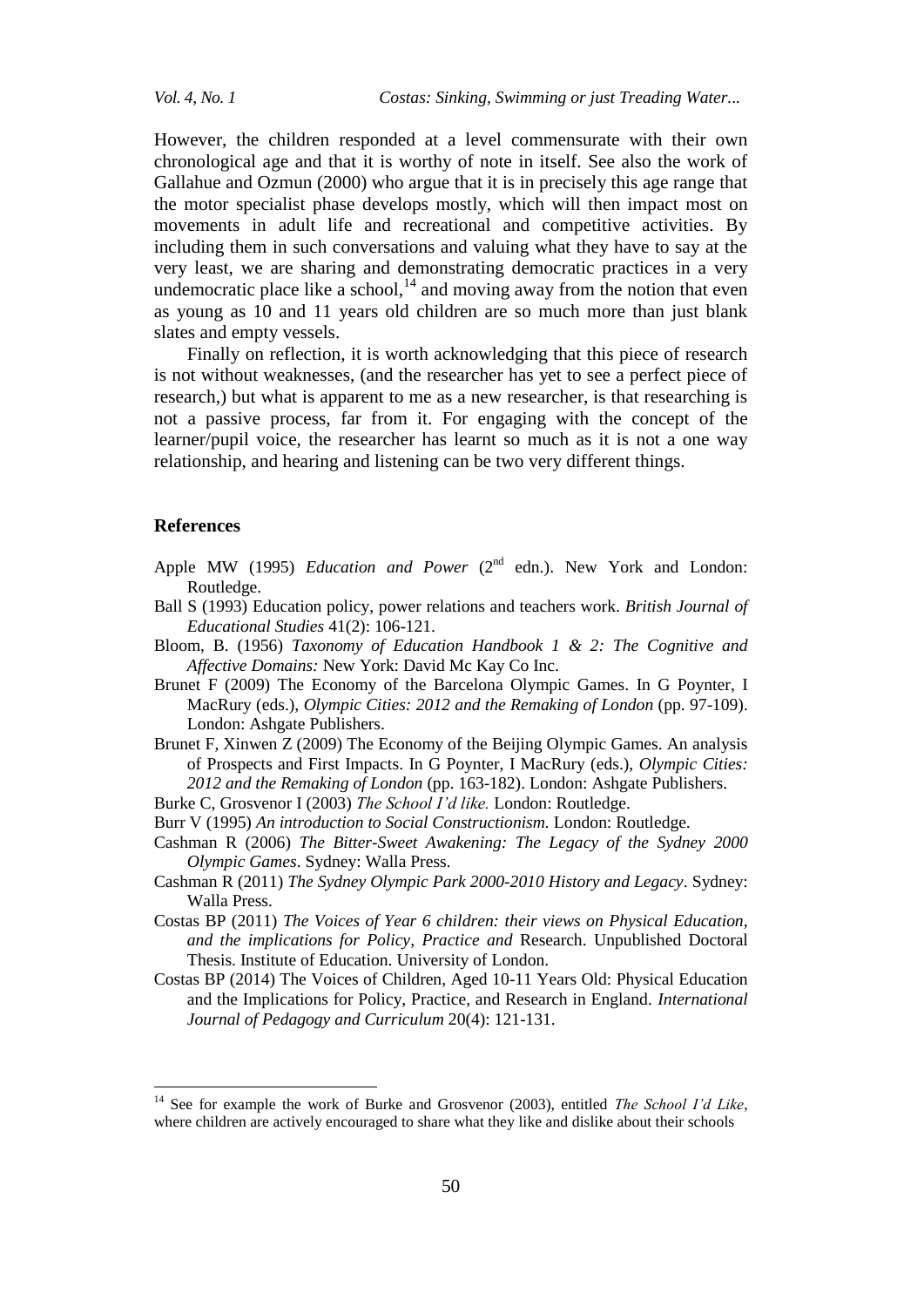However, the children responded at a level commensurate with their own chronological age and that it is worthy of note in itself. See also the work of Gallahue and Ozmun (2000) who argue that it is in precisely this age range that the motor specialist phase develops mostly, which will then impact most on movements in adult life and recreational and competitive activities. By including them in such conversations and valuing what they have to say at the very least, we are sharing and demonstrating democratic practices in a very undemocratic place like a school,[14] and moving away from the notion that even as young as 10 and 11 years old children are so much more than just blank slates and empty vessels.

Finally on reflection, it is worth acknowledging that this piece of research is not without weaknesses, (and the researcher has yet to see a perfect piece of research,) but what is apparent to me as a new researcher, is that researching is not a passive process, far from it. For engaging with the concept of the learner/pupil voice, the researcher has learnt so much as it is not a one way relationship, and hearing and listening can be two very different things.

## References

Apple MW (1995) *Education and Power* (2nd edn.). New York and London: Routledge.

Ball S (1993) Education policy, power relations and teachers work. *British Journal of Educational Studies* 41(2): 106-121.

Bloom, B. (1956) *Taxonomy of Education Handbook 1 & 2: The Cognitive and Affective Domains:* New York: David Mc Kay Co Inc.

Brunet F (2009) The Economy of the Barcelona Olympic Games. In G Poynter, I MacRury (eds.), *Olympic Cities: 2012 and the Remaking of London* (pp. 97-109). London: Ashgate Publishers.

Brunet F, Xinwen Z (2009) The Economy of the Beijing Olympic Games. An analysis of Prospects and First Impacts. In G Poynter, I MacRury (eds.), *Olympic Cities: 2012 and the Remaking of London* (pp. 163-182). London: Ashgate Publishers.

Burke C, Grosvenor I (2003) *The School I'd like.* London: Routledge.

Burr V (1995) *An introduction to Social Constructionism.* London: Routledge.

Cashman R (2006) *The Bitter-Sweet Awakening: The Legacy of the Sydney 2000 Olympic Games*. Sydney: Walla Press.

Cashman R (2011) *The Sydney Olympic Park 2000-2010 History and Legacy*. Sydney: Walla Press.

Costas BP (2011) *The Voices of Year 6 children: their views on Physical Education, and the implications for Policy, Practice and* Research. Unpublished Doctoral Thesis. Institute of Education. University of London.

Costas BP (2014) The Voices of Children, Aged 10-11 Years Old: Physical Education and the Implications for Policy, Practice, and Research in England. *International Journal of Pedagogy and Curriculum* 20(4): 121-131.

[14] See for example the work of Burke and Grosvenor (2003), entitled *The School I'd Like*, where children are actively encouraged to share what they like and dislike about their schools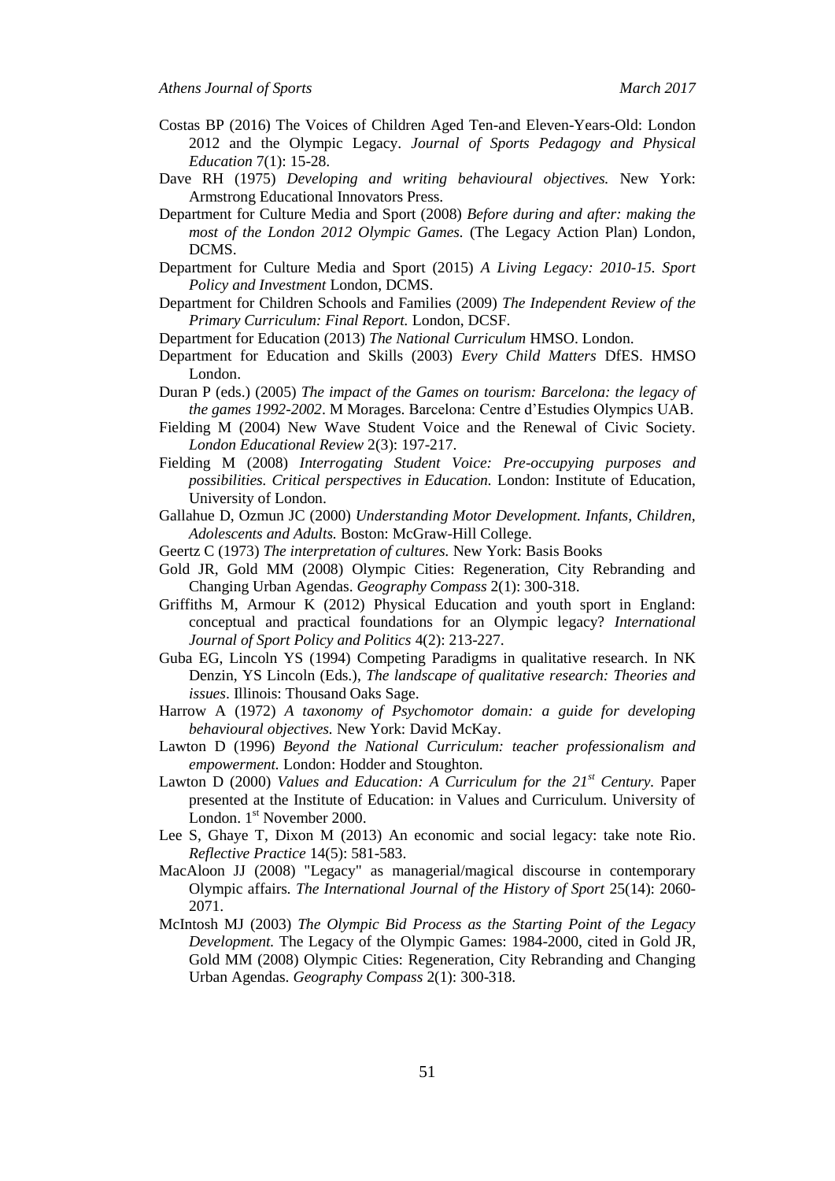Costas BP (2016) The Voices of Children Aged Ten-and Eleven-Years-Old: London 2012 and the Olympic Legacy. *Journal of Sports Pedagogy and Physical Education* 7(1): 15-28.

Dave RH (1975) *Developing and writing behavioural objectives.* New York: Armstrong Educational Innovators Press.

Department for Culture Media and Sport (2008) *Before during and after: making the most of the London 2012 Olympic Games.* (The Legacy Action Plan) London, DCMS.

Department for Culture Media and Sport (2015) *A Living Legacy: 2010-15. Sport Policy and Investment* London, DCMS.

Department for Children Schools and Families (2009) *The Independent Review of the Primary Curriculum: Final Report.* London, DCSF.

Department for Education (2013) *The National Curriculum* HMSO. London.

Department for Education and Skills (2003) *Every Child Matters* DfES. HMSO London.

Duran P (eds.) (2005) *The impact of the Games on tourism: Barcelona: the legacy of the games 1992-2002*. M Morages. Barcelona: Centre d'Estudies Olympics UAB.

Fielding M (2004) New Wave Student Voice and the Renewal of Civic Society. *London Educational Review* 2(3): 197-217.

Fielding M (2008) *Interrogating Student Voice: Pre-occupying purposes and possibilities. Critical perspectives in Education.* London: Institute of Education, University of London.

Gallahue D, Ozmun JC (2000) *Understanding Motor Development. Infants, Children, Adolescents and Adults.* Boston: McGraw-Hill College.

Geertz C (1973) *The interpretation of cultures.* New York: Basis Books

Gold JR, Gold MM (2008) Olympic Cities: Regeneration, City Rebranding and Changing Urban Agendas. *Geography Compass* 2(1): 300-318.

Griffiths M, Armour K (2012) Physical Education and youth sport in England: conceptual and practical foundations for an Olympic legacy? *International Journal of Sport Policy and Politics* 4(2): 213-227.

Guba EG, Lincoln YS (1994) Competing Paradigms in qualitative research. In NK Denzin, YS Lincoln (Eds.), *The landscape of qualitative research: Theories and issues*. Illinois: Thousand Oaks Sage.

Harrow A (1972) *A taxonomy of Psychomotor domain: a guide for developing behavioural objectives.* New York: David McKay.

Lawton D (1996) *Beyond the National Curriculum: teacher professionalism and empowerment.* London: Hodder and Stoughton.

Lawton D (2000) *Values and Education: A Curriculum for the 21st Century.* Paper presented at the Institute of Education: in Values and Curriculum. University of London. 1st November 2000.

Lee S, Ghaye T, Dixon M (2013) An economic and social legacy: take note Rio. *Reflective Practice* 14(5): 581-583.

MacAloon JJ (2008) "Legacy" as managerial/magical discourse in contemporary Olympic affairs. *The International Journal of the History of Sport* 25(14): 2060-2071.

McIntosh MJ (2003) *The Olympic Bid Process as the Starting Point of the Legacy Development.* The Legacy of the Olympic Games: 1984-2000, cited in Gold JR, Gold MM (2008) Olympic Cities: Regeneration, City Rebranding and Changing Urban Agendas. *Geography Compass* 2(1): 300-318.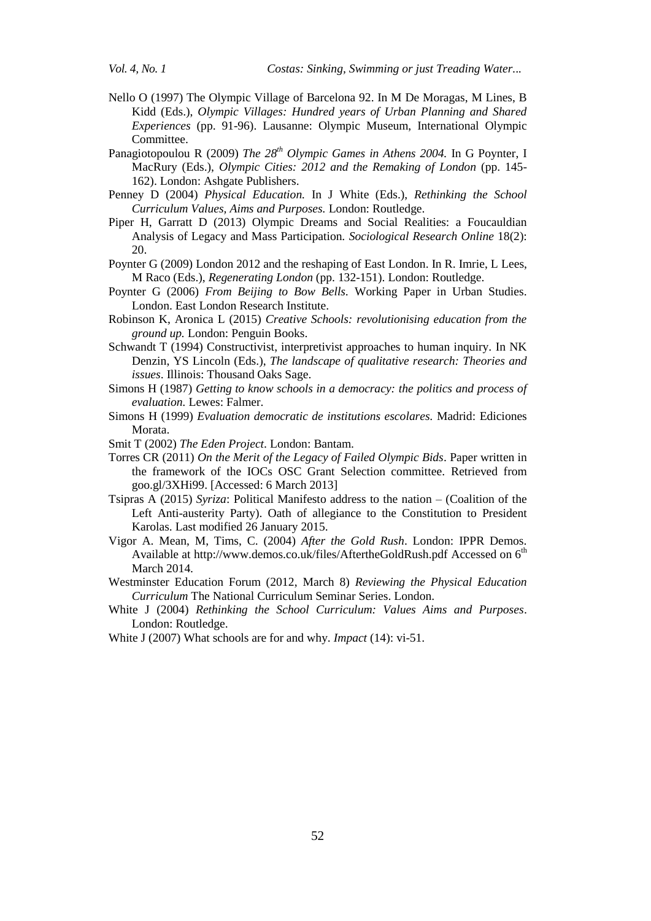Nello O (1997) The Olympic Village of Barcelona 92. In M De Moragas, M Lines, B Kidd (Eds.), *Olympic Villages: Hundred years of Urban Planning and Shared Experiences* (pp. 91-96). Lausanne: Olympic Museum, International Olympic Committee.

Panagiotopoulou R (2009) *The 28th Olympic Games in Athens 2004.* In G Poynter, I MacRury (Eds.), *Olympic Cities: 2012 and the Remaking of London* (pp. 145-162). London: Ashgate Publishers.

Penney D (2004) *Physical Education.* In J White (Eds.), *Rethinking the School Curriculum Values, Aims and Purposes.* London: Routledge.

Piper H, Garratt D (2013) Olympic Dreams and Social Realities: a Foucauldian Analysis of Legacy and Mass Participation. *Sociological Research Online* 18(2): 20.

Poynter G (2009) London 2012 and the reshaping of East London. In R. Imrie, L Lees, M Raco (Eds.), *Regenerating London* (pp. 132-151). London: Routledge.

Poynter G (2006) *From Beijing to Bow Bells.* Working Paper in Urban Studies. London. East London Research Institute.

Robinson K, Aronica L (2015) *Creative Schools: revolutionising education from the ground up.* London: Penguin Books.

Schwandt T (1994) Constructivist, interpretivist approaches to human inquiry. In NK Denzin, YS Lincoln (Eds.), *The landscape of qualitative research: Theories and issues*. Illinois: Thousand Oaks Sage.

Simons H (1987) *Getting to know schools in a democracy: the politics and process of evaluation.* Lewes: Falmer.

Simons H (1999) *Evaluation democratic de institutions escolares.* Madrid: Ediciones Morata.

Smit T (2002) *The Eden Project*. London: Bantam.

Torres CR (2011) *On the Merit of the Legacy of Failed Olympic Bids*. Paper written in the framework of the IOCs OSC Grant Selection committee. Retrieved from goo.gl/3XHi99. [Accessed: 6 March 2013]

Tsipras A (2015) *Syriza*: Political Manifesto address to the nation – (Coalition of the Left Anti-austerity Party). Oath of allegiance to the Constitution to President Karolas. Last modified 26 January 2015.

Vigor A. Mean, M, Tims, C. (2004) *After the Gold Rush*. London: IPPR Demos. Available at http://www.demos.co.uk/files/AftertheGoldRush.pdf Accessed on 6th March 2014.

Westminster Education Forum (2012, March 8) *Reviewing the Physical Education Curriculum* The National Curriculum Seminar Series. London.

White J (2004) *Rethinking the School Curriculum: Values Aims and Purposes*. London: Routledge.

White J (2007) What schools are for and why. *Impact* (14): vi-51.